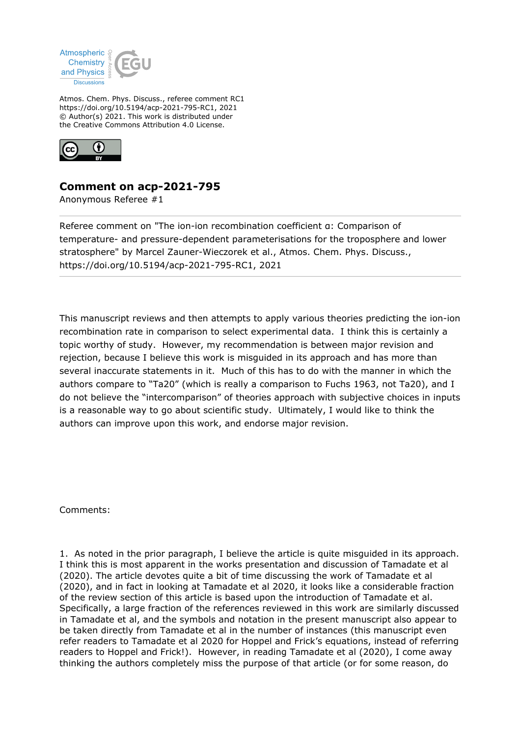Atmos. Chem. Phys. Discuss., referee comment RC1
https://doi.org/10.5194/acp-2021-795-RC1, 2021
© Author(s) 2021. This work is distributed under
the Creative Commons Attribution 4.0 License.

## Comment on acp-2021-795

Anonymous Referee #1

---

Referee comment on "The ion-ion recombination coefficient α: Comparison of temperature- and pressure-dependent parameterisations for the troposphere and lower stratosphere" by Marcel Zauner-Wieczorek et al., Atmos. Chem. Phys. Discuss., https://doi.org/10.5194/acp-2021-795-RC1, 2021

---

This manuscript reviews and then attempts to apply various theories predicting the ion-ion recombination rate in comparison to select experimental data. I think this is certainly a topic worthy of study. However, my recommendation is between major revision and rejection, because I believe this work is misguided in its approach and has more than several inaccurate statements in it. Much of this has to do with the manner in which the authors compare to "Ta20" (which is really a comparison to Fuchs 1963, not Ta20), and I do not believe the "intercomparison" of theories approach with subjective choices in inputs is a reasonable way to go about scientific study. Ultimately, I would like to think the authors can improve upon this work, and endorse major revision.

Comments:

1. As noted in the prior paragraph, I believe the article is quite misguided in its approach. I think this is most apparent in the works presentation and discussion of Tamadate et al (2020). The article devotes quite a bit of time discussing the work of Tamadate et al (2020), and in fact in looking at Tamadate et al 2020, it looks like a considerable fraction of the review section of this article is based upon the introduction of Tamadate et al. Specifically, a large fraction of the references reviewed in this work are similarly discussed in Tamadate et al, and the symbols and notation in the present manuscript also appear to be taken directly from Tamadate et al in the number of instances (this manuscript even refer readers to Tamadate et al 2020 for Hoppel and Frick's equations, instead of referring readers to Hoppel and Frick!). However, in reading Tamadate et al (2020), I come away thinking the authors completely miss the purpose of that article (or for some reason, do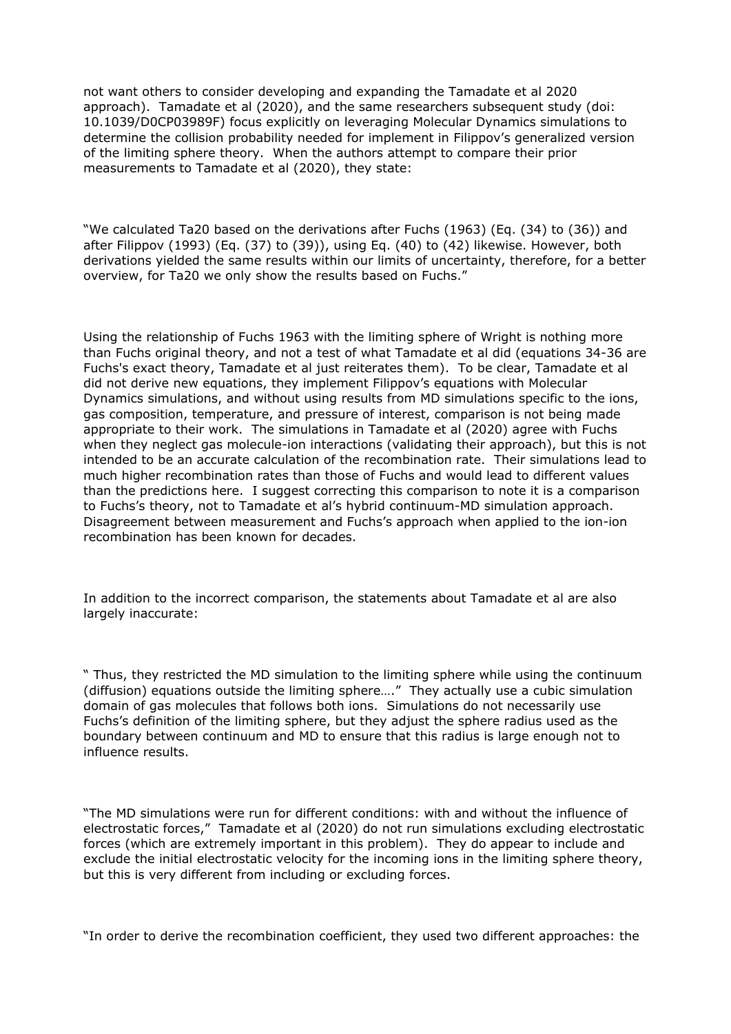not want others to consider developing and expanding the Tamadate et al 2020 approach). Tamadate et al (2020), and the same researchers subsequent study (doi: 10.1039/D0CP03989F) focus explicitly on leveraging Molecular Dynamics simulations to determine the collision probability needed for implement in Filippov's generalized version of the limiting sphere theory. When the authors attempt to compare their prior measurements to Tamadate et al (2020), they state:

"We calculated Ta20 based on the derivations after Fuchs (1963) (Eq. (34) to (36)) and after Filippov (1993) (Eq. (37) to (39)), using Eq. (40) to (42) likewise. However, both derivations yielded the same results within our limits of uncertainty, therefore, for a better overview, for Ta20 we only show the results based on Fuchs."

Using the relationship of Fuchs 1963 with the limiting sphere of Wright is nothing more than Fuchs original theory, and not a test of what Tamadate et al did (equations 34-36 are Fuchs's exact theory, Tamadate et al just reiterates them). To be clear, Tamadate et al did not derive new equations, they implement Filippov's equations with Molecular Dynamics simulations, and without using results from MD simulations specific to the ions, gas composition, temperature, and pressure of interest, comparison is not being made appropriate to their work. The simulations in Tamadate et al (2020) agree with Fuchs when they neglect gas molecule-ion interactions (validating their approach), but this is not intended to be an accurate calculation of the recombination rate. Their simulations lead to much higher recombination rates than those of Fuchs and would lead to different values than the predictions here. I suggest correcting this comparison to note it is a comparison to Fuchs's theory, not to Tamadate et al's hybrid continuum-MD simulation approach. Disagreement between measurement and Fuchs's approach when applied to the ion-ion recombination has been known for decades.

In addition to the incorrect comparison, the statements about Tamadate et al are also largely inaccurate:

" Thus, they restricted the MD simulation to the limiting sphere while using the continuum (diffusion) equations outside the limiting sphere…." They actually use a cubic simulation domain of gas molecules that follows both ions. Simulations do not necessarily use Fuchs's definition of the limiting sphere, but they adjust the sphere radius used as the boundary between continuum and MD to ensure that this radius is large enough not to influence results.

"The MD simulations were run for different conditions: with and without the influence of electrostatic forces," Tamadate et al (2020) do not run simulations excluding electrostatic forces (which are extremely important in this problem). They do appear to include and exclude the initial electrostatic velocity for the incoming ions in the limiting sphere theory, but this is very different from including or excluding forces.

"In order to derive the recombination coefficient, they used two different approaches: the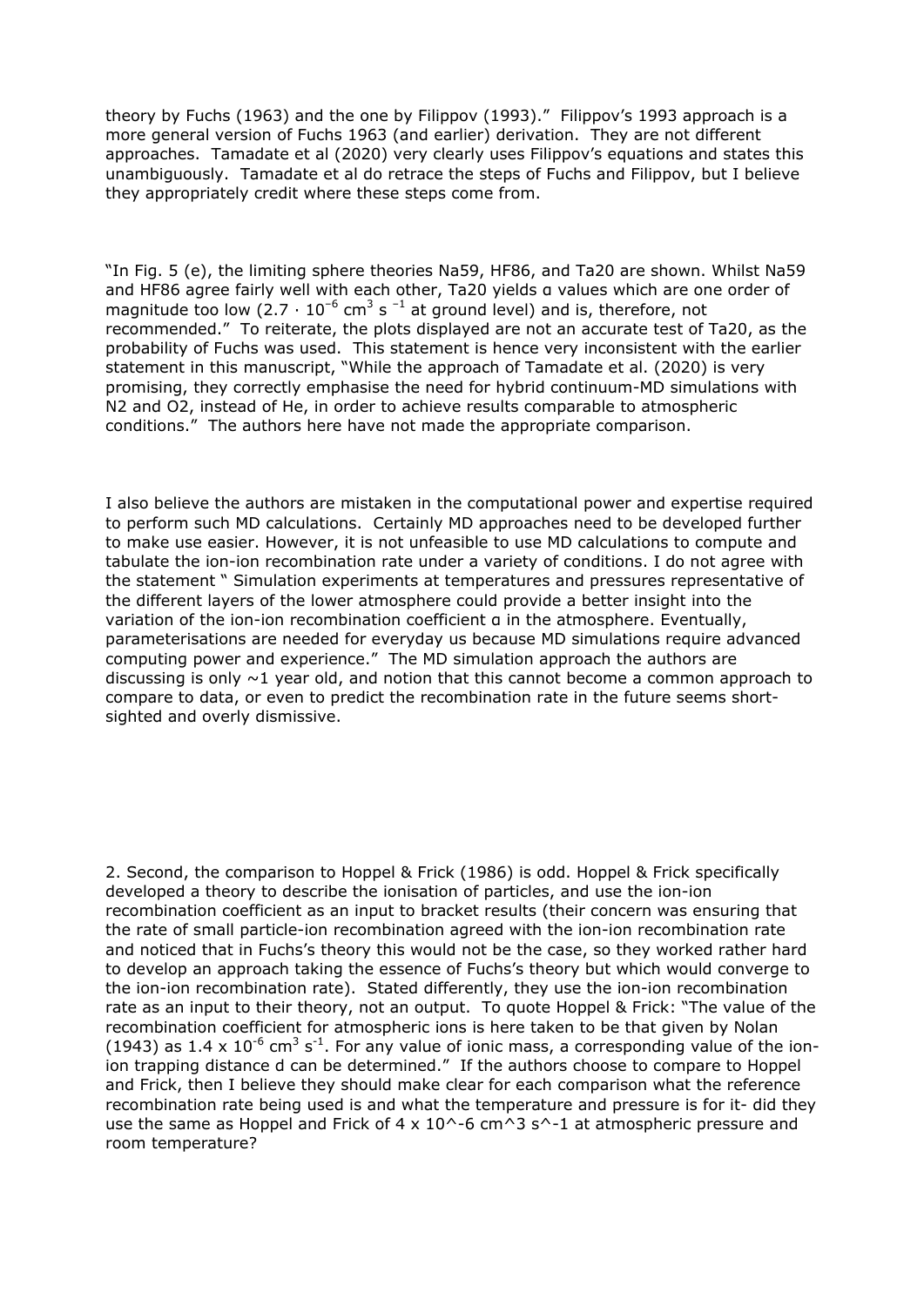theory by Fuchs (1963) and the one by Filippov (1993)." Filippov's 1993 approach is a more general version of Fuchs 1963 (and earlier) derivation. They are not different approaches. Tamadate et al (2020) very clearly uses Filippov's equations and states this unambiguously. Tamadate et al do retrace the steps of Fuchs and Filippov, but I believe they appropriately credit where these steps come from.

"In Fig. 5 (e), the limiting sphere theories Na59, HF86, and Ta20 are shown. Whilst Na59 and HF86 agree fairly well with each other, Ta20 yields α values which are one order of magnitude too low ($2.7 \cdot 10^{-6}$ $cm^3$ $s^{-1}$ at ground level) and is, therefore, not recommended." To reiterate, the plots displayed are not an accurate test of Ta20, as the probability of Fuchs was used. This statement is hence very inconsistent with the earlier statement in this manuscript, "While the approach of Tamadate et al. (2020) is very promising, they correctly emphasise the need for hybrid continuum-MD simulations with N2 and O2, instead of He, in order to achieve results comparable to atmospheric conditions." The authors here have not made the appropriate comparison.

I also believe the authors are mistaken in the computational power and expertise required to perform such MD calculations. Certainly MD approaches need to be developed further to make use easier. However, it is not unfeasible to use MD calculations to compute and tabulate the ion-ion recombination rate under a variety of conditions. I do not agree with the statement " Simulation experiments at temperatures and pressures representative of the different layers of the lower atmosphere could provide a better insight into the variation of the ion-ion recombination coefficient α in the atmosphere. Eventually, parameterisations are needed for everyday us because MD simulations require advanced computing power and experience." The MD simulation approach the authors are discussing is only ~1 year old, and notion that this cannot become a common approach to compare to data, or even to predict the recombination rate in the future seems short-sighted and overly dismissive.

2. Second, the comparison to Hoppel & Frick (1986) is odd. Hoppel & Frick specifically developed a theory to describe the ionisation of particles, and use the ion-ion recombination coefficient as an input to bracket results (their concern was ensuring that the rate of small particle-ion recombination agreed with the ion-ion recombination rate and noticed that in Fuchs's theory this would not be the case, so they worked rather hard to develop an approach taking the essence of Fuchs's theory but which would converge to the ion-ion recombination rate). Stated differently, they use the ion-ion recombination rate as an input to their theory, not an output. To quote Hoppel & Frick: "The value of the recombination coefficient for atmospheric ions is here taken to be that given by Nolan (1943) as $1.4 \times 10^{-6}$ $cm^3$ $s^{-1}$. For any value of ionic mass, a corresponding value of the ion-ion trapping distance d can be determined." If the authors choose to compare to Hoppel and Frick, then I believe they should make clear for each comparison what the reference recombination rate being used is and what the temperature and pressure is for it- did they use the same as Hoppel and Frick of 4 x 10^-6 cm^3 s^-1 at atmospheric pressure and room temperature?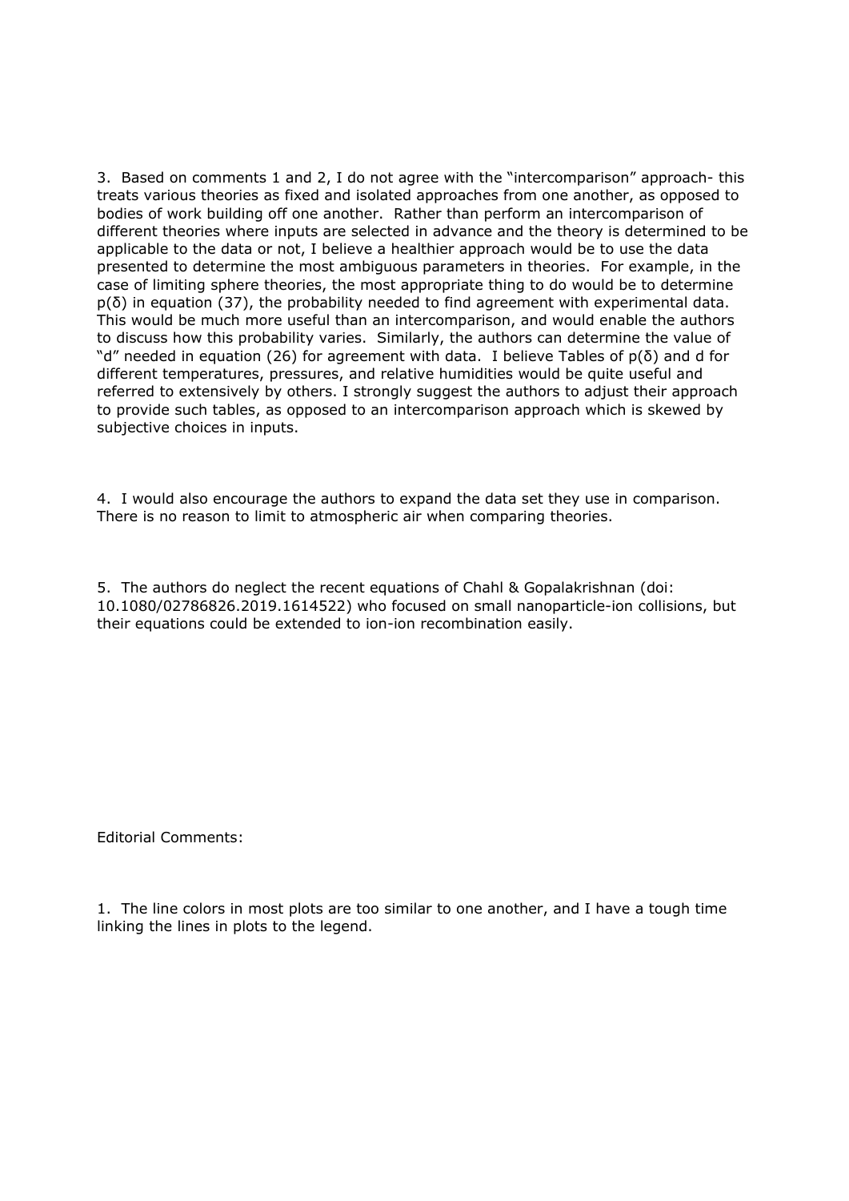3. Based on comments 1 and 2, I do not agree with the "intercomparison" approach- this treats various theories as fixed and isolated approaches from one another, as opposed to bodies of work building off one another. Rather than perform an intercomparison of different theories where inputs are selected in advance and the theory is determined to be applicable to the data or not, I believe a healthier approach would be to use the data presented to determine the most ambiguous parameters in theories. For example, in the case of limiting sphere theories, the most appropriate thing to do would be to determine $p(\delta)$ in equation (37), the probability needed to find agreement with experimental data. This would be much more useful than an intercomparison, and would enable the authors to discuss how this probability varies. Similarly, the authors can determine the value of "d" needed in equation (26) for agreement with data. I believe Tables of $p(\delta)$ and d for different temperatures, pressures, and relative humidities would be quite useful and referred to extensively by others. I strongly suggest the authors to adjust their approach to provide such tables, as opposed to an intercomparison approach which is skewed by subjective choices in inputs.

4. I would also encourage the authors to expand the data set they use in comparison. There is no reason to limit to atmospheric air when comparing theories.

5. The authors do neglect the recent equations of Chahl & Gopalakrishnan (doi: 10.1080/02786826.2019.1614522) who focused on small nanoparticle-ion collisions, but their equations could be extended to ion-ion recombination easily.

Editorial Comments:

1. The line colors in most plots are too similar to one another, and I have a tough time linking the lines in plots to the legend.